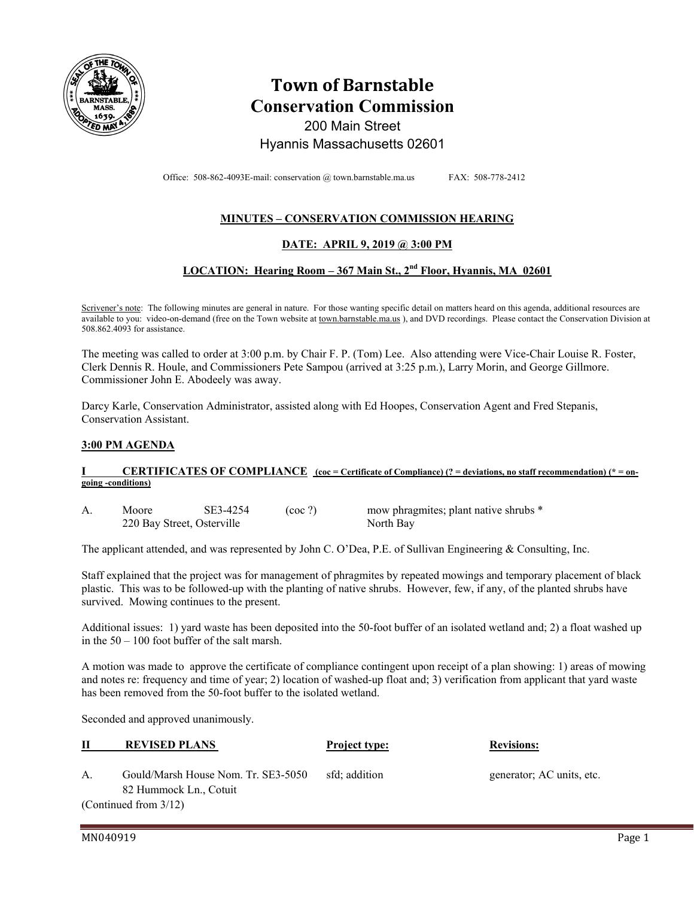# Town of Barnstable
## Conservation Commission

200 Main Street
Hyannis Massachusetts 02601

Office: 508-862-4093E-mail: conservation @ town.barnstable.ma.us FAX: 508-778-2412

**MINUTES – CONSERVATION COMMISSION HEARING**

**DATE: APRIL 9, 2019 @ 3:00 PM**

**LOCATION: Hearing Room – 367 Main St., 2nd Floor, Hyannis, MA 02601**

Scrivener's note: The following minutes are general in nature. For those wanting specific detail on matters heard on this agenda, additional resources are available to you: video-on-demand (free on the Town website at town.barnstable.ma.us ), and DVD recordings. Please contact the Conservation Division at 508.862.4093 for assistance.

The meeting was called to order at 3:00 p.m. by Chair F. P. (Tom) Lee. Also attending were Vice-Chair Louise R. Foster, Clerk Dennis R. Houle, and Commissioners Pete Sampou (arrived at 3:25 p.m.), Larry Morin, and George Gillmore. Commissioner John E. Abodeely was away.

Darcy Karle, Conservation Administrator, assisted along with Ed Hoopes, Conservation Agent and Fred Stepanis, Conservation Assistant.

**3:00 PM AGENDA**

**I CERTIFICATES OF COMPLIANCE** **(coc = Certificate of Compliance) (? = deviations, no staff recommendation) (* = on-going -conditions)**

A. Moore SE3-4254 (coc ?) mow phragmites; plant native shrubs *
220 Bay Street, Osterville North Bay

The applicant attended, and was represented by John C. O'Dea, P.E. of Sullivan Engineering & Consulting, Inc.

Staff explained that the project was for management of phragmites by repeated mowings and temporary placement of black plastic. This was to be followed-up with the planting of native shrubs. However, few, if any, of the planted shrubs have survived. Mowing continues to the present.

Additional issues: 1) yard waste has been deposited into the 50-foot buffer of an isolated wetland and; 2) a float washed up in the 50 – 100 foot buffer of the salt marsh.

A motion was made to approve the certificate of compliance contingent upon receipt of a plan showing: 1) areas of mowing and notes re: frequency and time of year; 2) location of washed-up float and; 3) verification from applicant that yard waste has been removed from the 50-foot buffer to the isolated wetland.

Seconded and approved unanimously.

| **II REVISED PLANS** | **Project type:** | **Revisions:** |
|---|---|---|
| A. Gould/Marsh House Nom. Tr. SE3-5050<br>82 Hummock Ln., Cotuit<br>(Continued from 3/12) | sfd; addition | generator; AC units, etc. |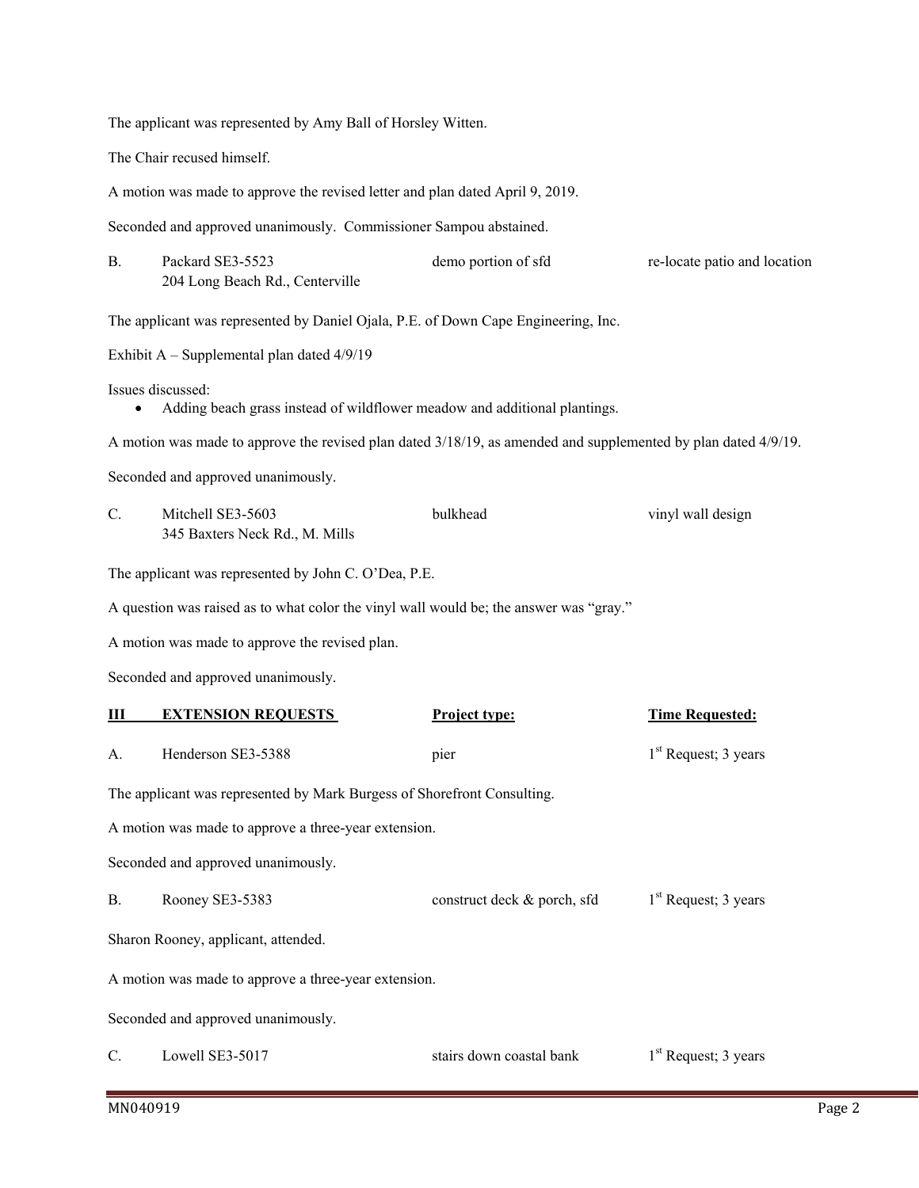The applicant was represented by Amy Ball of Horsley Witten.

The Chair recused himself.

A motion was made to approve the revised letter and plan dated April 9, 2019.

Seconded and approved unanimously. Commissioner Sampou abstained.

| B. | Packard SE3-5523<br>204 Long Beach Rd., Centerville | demo portion of sfd | re-locate patio and location |
|---|---|---|---|

The applicant was represented by Daniel Ojala, P.E. of Down Cape Engineering, Inc.

Exhibit A – Supplemental plan dated 4/9/19

Issues discussed:

- Adding beach grass instead of wildflower meadow and additional plantings.

A motion was made to approve the revised plan dated 3/18/19, as amended and supplemented by plan dated 4/9/19.

Seconded and approved unanimously.

| C. | Mitchell SE3-5603<br>345 Baxters Neck Rd., M. Mills | bulkhead | vinyl wall design |
|---|---|---|---|

The applicant was represented by John C. O'Dea, P.E.

A question was raised as to what color the vinyl wall would be; the answer was "gray."

A motion was made to approve the revised plan.

Seconded and approved unanimously.

| **III** | **EXTENSION REQUESTS** | **Project type:** | **Time Requested:** |
|---|---|---|---|
| A. | Henderson SE3-5388 | pier | 1st Request; 3 years |

The applicant was represented by Mark Burgess of Shorefront Consulting.

A motion was made to approve a three-year extension.

Seconded and approved unanimously.

| B. | Rooney SE3-5383 | construct deck & porch, sfd | 1st Request; 3 years |
|---|---|---|---|

Sharon Rooney, applicant, attended.

A motion was made to approve a three-year extension.

Seconded and approved unanimously.

| C. | Lowell SE3-5017 | stairs down coastal bank | 1st Request; 3 years |
|---|---|---|---|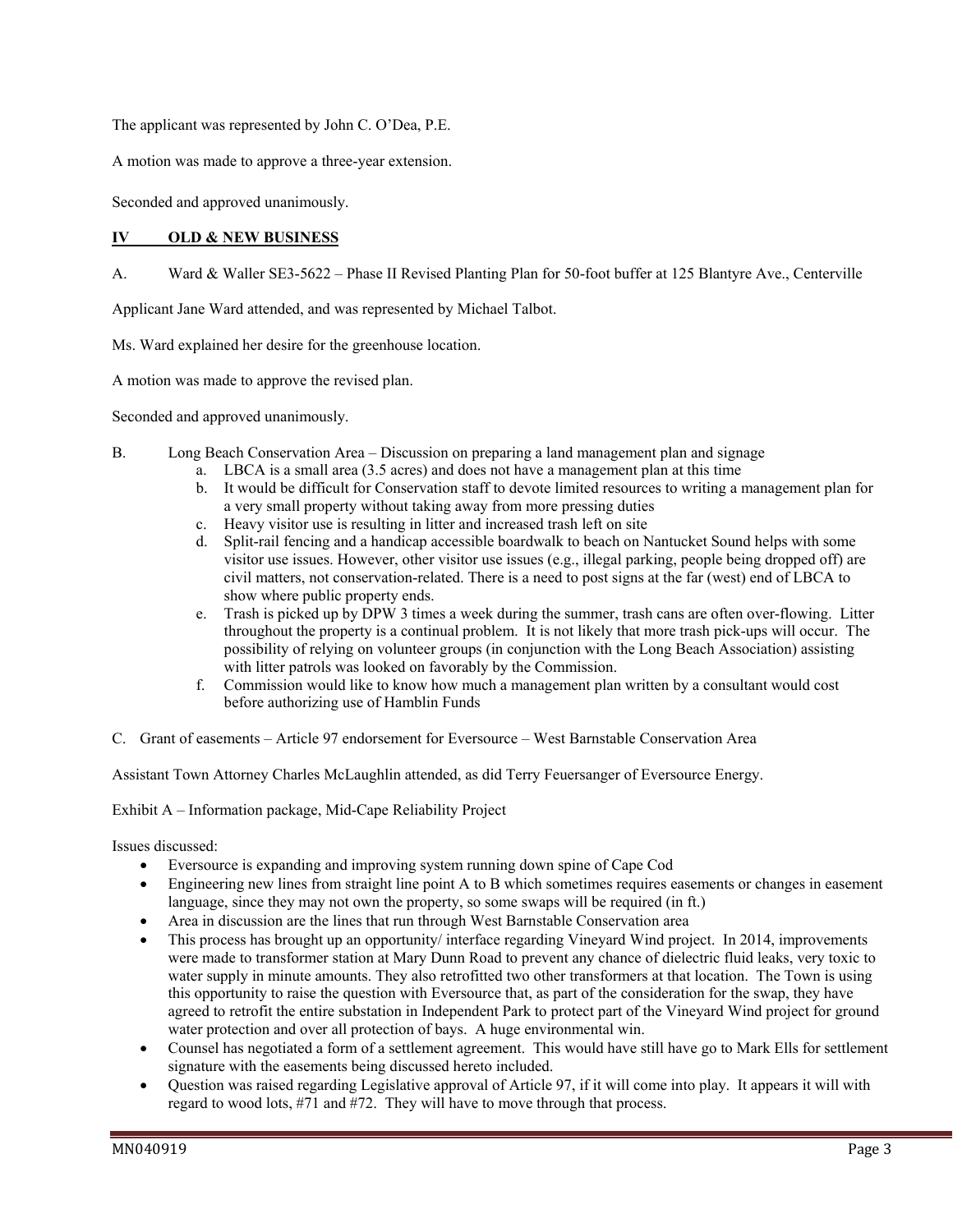The applicant was represented by John C. O'Dea, P.E.

A motion was made to approve a three-year extension.

Seconded and approved unanimously.

## IV OLD & NEW BUSINESS

A. Ward & Waller SE3-5622 – Phase II Revised Planting Plan for 50-foot buffer at 125 Blantyre Ave., Centerville

Applicant Jane Ward attended, and was represented by Michael Talbot.

Ms. Ward explained her desire for the greenhouse location.

A motion was made to approve the revised plan.

Seconded and approved unanimously.

B. Long Beach Conservation Area – Discussion on preparing a land management plan and signage

a. LBCA is a small area (3.5 acres) and does not have a management plan at this time
b. It would be difficult for Conservation staff to devote limited resources to writing a management plan for a very small property without taking away from more pressing duties
c. Heavy visitor use is resulting in litter and increased trash left on site
d. Split-rail fencing and a handicap accessible boardwalk to beach on Nantucket Sound helps with some visitor use issues. However, other visitor use issues (e.g., illegal parking, people being dropped off) are civil matters, not conservation-related. There is a need to post signs at the far (west) end of LBCA to show where public property ends.
e. Trash is picked up by DPW 3 times a week during the summer, trash cans are often over-flowing. Litter throughout the property is a continual problem. It is not likely that more trash pick-ups will occur. The possibility of relying on volunteer groups (in conjunction with the Long Beach Association) assisting with litter patrols was looked on favorably by the Commission.
f. Commission would like to know how much a management plan written by a consultant would cost before authorizing use of Hamblin Funds

C. Grant of easements – Article 97 endorsement for Eversource – West Barnstable Conservation Area

Assistant Town Attorney Charles McLaughlin attended, as did Terry Feuersanger of Eversource Energy.

Exhibit A – Information package, Mid-Cape Reliability Project

Issues discussed:

- Eversource is expanding and improving system running down spine of Cape Cod
- Engineering new lines from straight line point A to B which sometimes requires easements or changes in easement language, since they may not own the property, so some swaps will be required (in ft.)
- Area in discussion are the lines that run through West Barnstable Conservation area
- This process has brought up an opportunity/ interface regarding Vineyard Wind project. In 2014, improvements were made to transformer station at Mary Dunn Road to prevent any chance of dielectric fluid leaks, very toxic to water supply in minute amounts. They also retrofitted two other transformers at that location. The Town is using this opportunity to raise the question with Eversource that, as part of the consideration for the swap, they have agreed to retrofit the entire substation in Independent Park to protect part of the Vineyard Wind project for ground water protection and over all protection of bays. A huge environmental win.
- Counsel has negotiated a form of a settlement agreement. This would have still have go to Mark Ells for settlement signature with the easements being discussed hereto included.
- Question was raised regarding Legislative approval of Article 97, if it will come into play. It appears it will with regard to wood lots, #71 and #72. They will have to move through that process.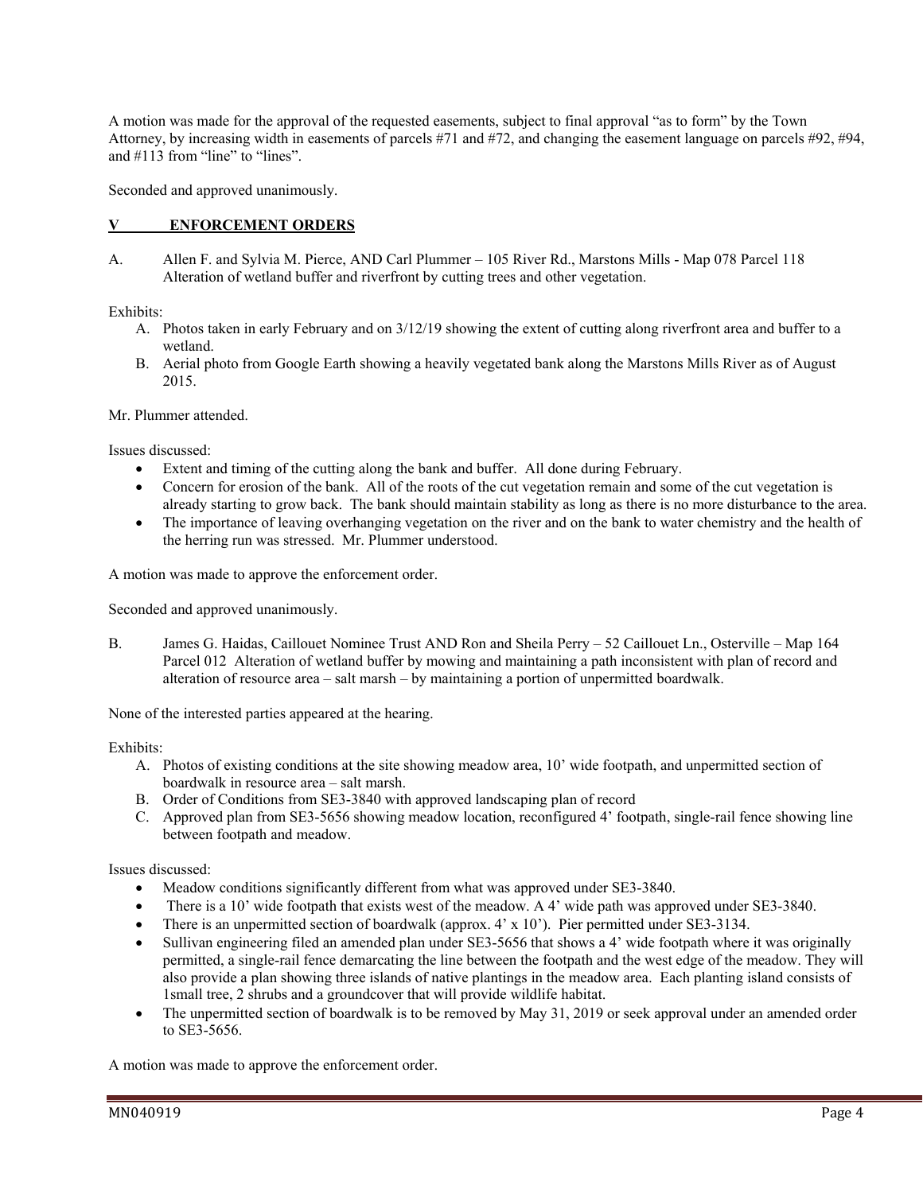A motion was made for the approval of the requested easements, subject to final approval "as to form" by the Town Attorney, by increasing width in easements of parcels #71 and #72, and changing the easement language on parcels #92, #94, and #113 from "line" to "lines".

Seconded and approved unanimously.

## V ENFORCEMENT ORDERS

A. Allen F. and Sylvia M. Pierce, AND Carl Plummer – 105 River Rd., Marstons Mills - Map 078 Parcel 118 Alteration of wetland buffer and riverfront by cutting trees and other vegetation.

Exhibits:

A. Photos taken in early February and on 3/12/19 showing the extent of cutting along riverfront area and buffer to a wetland.
B. Aerial photo from Google Earth showing a heavily vegetated bank along the Marstons Mills River as of August 2015.

Mr. Plummer attended.

Issues discussed:

- Extent and timing of the cutting along the bank and buffer. All done during February.
- Concern for erosion of the bank. All of the roots of the cut vegetation remain and some of the cut vegetation is already starting to grow back. The bank should maintain stability as long as there is no more disturbance to the area.
- The importance of leaving overhanging vegetation on the river and on the bank to water chemistry and the health of the herring run was stressed. Mr. Plummer understood.

A motion was made to approve the enforcement order.

Seconded and approved unanimously.

B. James G. Haidas, Caillouet Nominee Trust AND Ron and Sheila Perry – 52 Caillouet Ln., Osterville – Map 164 Parcel 012 Alteration of wetland buffer by mowing and maintaining a path inconsistent with plan of record and alteration of resource area – salt marsh – by maintaining a portion of unpermitted boardwalk.

None of the interested parties appeared at the hearing.

Exhibits:

A. Photos of existing conditions at the site showing meadow area, 10' wide footpath, and unpermitted section of boardwalk in resource area – salt marsh.
B. Order of Conditions from SE3-3840 with approved landscaping plan of record
C. Approved plan from SE3-5656 showing meadow location, reconfigured 4' footpath, single-rail fence showing line between footpath and meadow.

Issues discussed:

- Meadow conditions significantly different from what was approved under SE3-3840.
- There is a 10' wide footpath that exists west of the meadow. A 4' wide path was approved under SE3-3840.
- There is an unpermitted section of boardwalk (approx. 4' x 10'). Pier permitted under SE3-3134.
- Sullivan engineering filed an amended plan under SE3-5656 that shows a 4' wide footpath where it was originally permitted, a single-rail fence demarcating the line between the footpath and the west edge of the meadow. They will also provide a plan showing three islands of native plantings in the meadow area. Each planting island consists of 1small tree, 2 shrubs and a groundcover that will provide wildlife habitat.
- The unpermitted section of boardwalk is to be removed by May 31, 2019 or seek approval under an amended order to SE3-5656.

A motion was made to approve the enforcement order.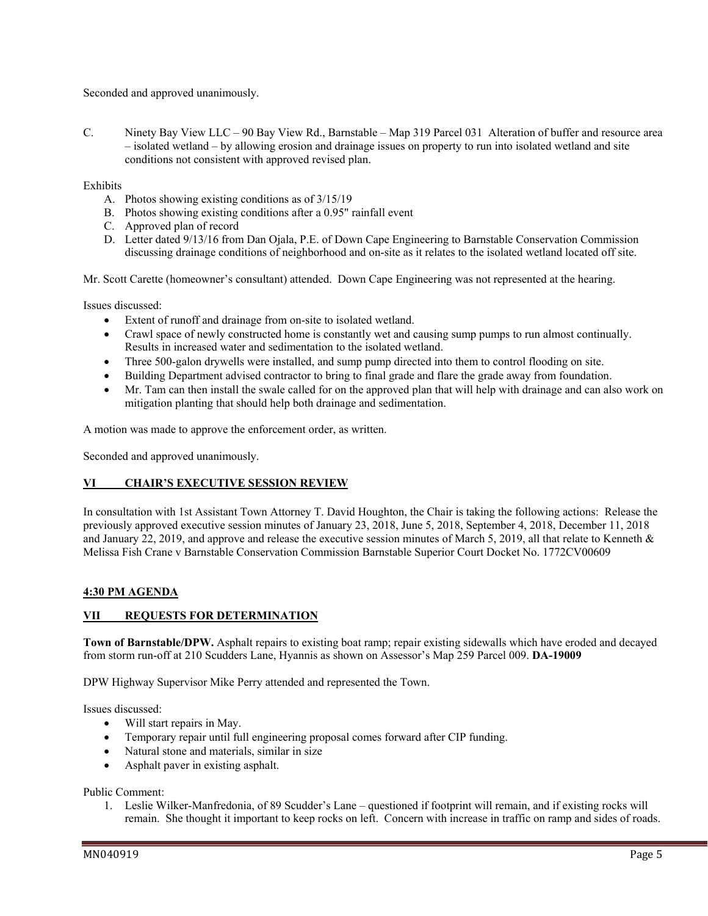Seconded and approved unanimously.

C. Ninety Bay View LLC – 90 Bay View Rd., Barnstable – Map 319 Parcel 031 Alteration of buffer and resource area – isolated wetland – by allowing erosion and drainage issues on property to run into isolated wetland and site conditions not consistent with approved revised plan.

Exhibits

A. Photos showing existing conditions as of 3/15/19
B. Photos showing existing conditions after a 0.95" rainfall event
C. Approved plan of record
D. Letter dated 9/13/16 from Dan Ojala, P.E. of Down Cape Engineering to Barnstable Conservation Commission discussing drainage conditions of neighborhood and on-site as it relates to the isolated wetland located off site.

Mr. Scott Carette (homeowner's consultant) attended. Down Cape Engineering was not represented at the hearing.

Issues discussed:

- Extent of runoff and drainage from on-site to isolated wetland.
- Crawl space of newly constructed home is constantly wet and causing sump pumps to run almost continually. Results in increased water and sedimentation to the isolated wetland.
- Three 500-galon drywells were installed, and sump pump directed into them to control flooding on site.
- Building Department advised contractor to bring to final grade and flare the grade away from foundation.
- Mr. Tam can then install the swale called for on the approved plan that will help with drainage and can also work on mitigation planting that should help both drainage and sedimentation.

A motion was made to approve the enforcement order, as written.

Seconded and approved unanimously.

## VI CHAIR'S EXECUTIVE SESSION REVIEW

In consultation with 1st Assistant Town Attorney T. David Houghton, the Chair is taking the following actions: Release the previously approved executive session minutes of January 23, 2018, June 5, 2018, September 4, 2018, December 11, 2018 and January 22, 2019, and approve and release the executive session minutes of March 5, 2019, all that relate to Kenneth & Melissa Fish Crane v Barnstable Conservation Commission Barnstable Superior Court Docket No. 1772CV00609

## 4:30 PM AGENDA

## VII REQUESTS FOR DETERMINATION

**Town of Barnstable/DPW.** Asphalt repairs to existing boat ramp; repair existing sidewalls which have eroded and decayed from storm run-off at 210 Scudders Lane, Hyannis as shown on Assessor's Map 259 Parcel 009. **DA-19009**

DPW Highway Supervisor Mike Perry attended and represented the Town.

Issues discussed:

- Will start repairs in May.
- Temporary repair until full engineering proposal comes forward after CIP funding.
- Natural stone and materials, similar in size
- Asphalt paver in existing asphalt.

Public Comment:

1. Leslie Wilker-Manfredonia, of 89 Scudder's Lane – questioned if footprint will remain, and if existing rocks will remain. She thought it important to keep rocks on left. Concern with increase in traffic on ramp and sides of roads.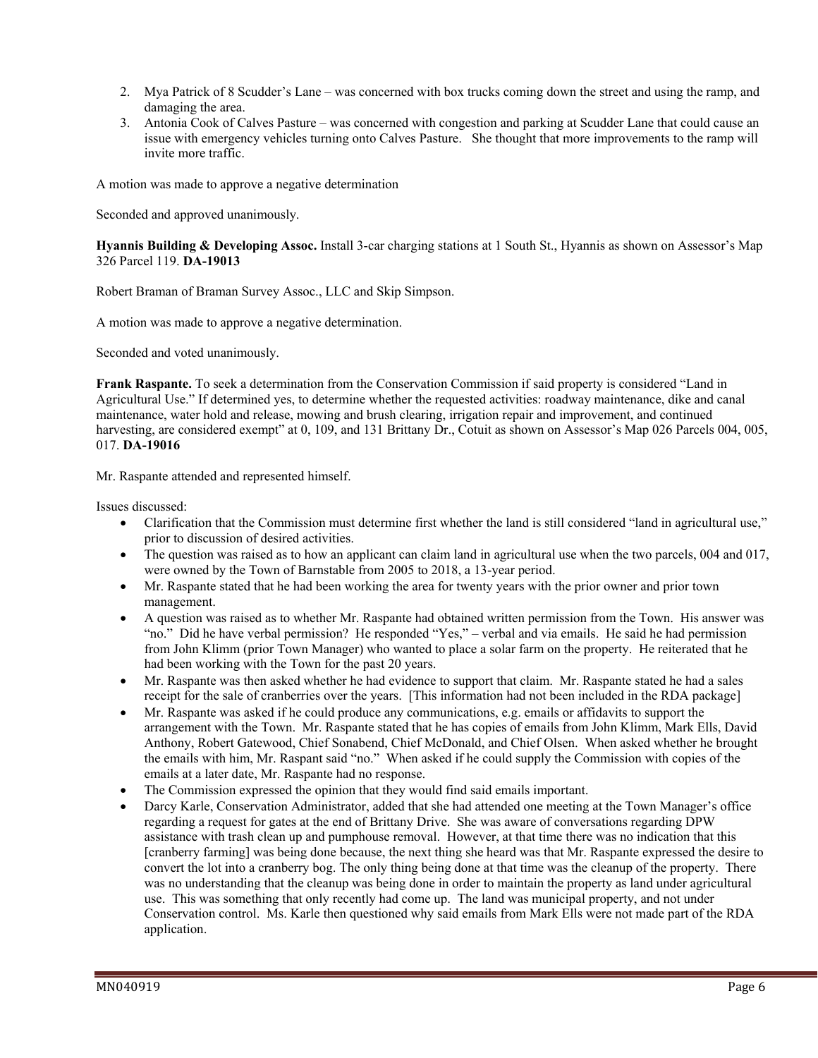2. Mya Patrick of 8 Scudder's Lane – was concerned with box trucks coming down the street and using the ramp, and damaging the area.
3. Antonia Cook of Calves Pasture – was concerned with congestion and parking at Scudder Lane that could cause an issue with emergency vehicles turning onto Calves Pasture. She thought that more improvements to the ramp will invite more traffic.

A motion was made to approve a negative determination

Seconded and approved unanimously.

**Hyannis Building & Developing Assoc.** Install 3-car charging stations at 1 South St., Hyannis as shown on Assessor's Map 326 Parcel 119. **DA-19013**

Robert Braman of Braman Survey Assoc., LLC and Skip Simpson.

A motion was made to approve a negative determination.

Seconded and voted unanimously.

**Frank Raspante.** To seek a determination from the Conservation Commission if said property is considered "Land in Agricultural Use." If determined yes, to determine whether the requested activities: roadway maintenance, dike and canal maintenance, water hold and release, mowing and brush clearing, irrigation repair and improvement, and continued harvesting, are considered exempt" at 0, 109, and 131 Brittany Dr., Cotuit as shown on Assessor's Map 026 Parcels 004, 005, 017. **DA-19016**

Mr. Raspante attended and represented himself.

Issues discussed:

- Clarification that the Commission must determine first whether the land is still considered "land in agricultural use," prior to discussion of desired activities.
- The question was raised as to how an applicant can claim land in agricultural use when the two parcels, 004 and 017, were owned by the Town of Barnstable from 2005 to 2018, a 13-year period.
- Mr. Raspante stated that he had been working the area for twenty years with the prior owner and prior town management.
- A question was raised as to whether Mr. Raspante had obtained written permission from the Town. His answer was "no." Did he have verbal permission? He responded "Yes," – verbal and via emails. He said he had permission from John Klimm (prior Town Manager) who wanted to place a solar farm on the property. He reiterated that he had been working with the Town for the past 20 years.
- Mr. Raspante was then asked whether he had evidence to support that claim. Mr. Raspante stated he had a sales receipt for the sale of cranberries over the years. [This information had not been included in the RDA package]
- Mr. Raspante was asked if he could produce any communications, e.g. emails or affidavits to support the arrangement with the Town. Mr. Raspante stated that he has copies of emails from John Klimm, Mark Ells, David Anthony, Robert Gatewood, Chief Sonabend, Chief McDonald, and Chief Olsen. When asked whether he brought the emails with him, Mr. Raspant said "no." When asked if he could supply the Commission with copies of the emails at a later date, Mr. Raspante had no response.
- The Commission expressed the opinion that they would find said emails important.
- Darcy Karle, Conservation Administrator, added that she had attended one meeting at the Town Manager's office regarding a request for gates at the end of Brittany Drive. She was aware of conversations regarding DPW assistance with trash clean up and pumphouse removal. However, at that time there was no indication that this [cranberry farming] was being done because, the next thing she heard was that Mr. Raspante expressed the desire to convert the lot into a cranberry bog. The only thing being done at that time was the cleanup of the property. There was no understanding that the cleanup was being done in order to maintain the property as land under agricultural use. This was something that only recently had come up. The land was municipal property, and not under Conservation control. Ms. Karle then questioned why said emails from Mark Ells were not made part of the RDA application.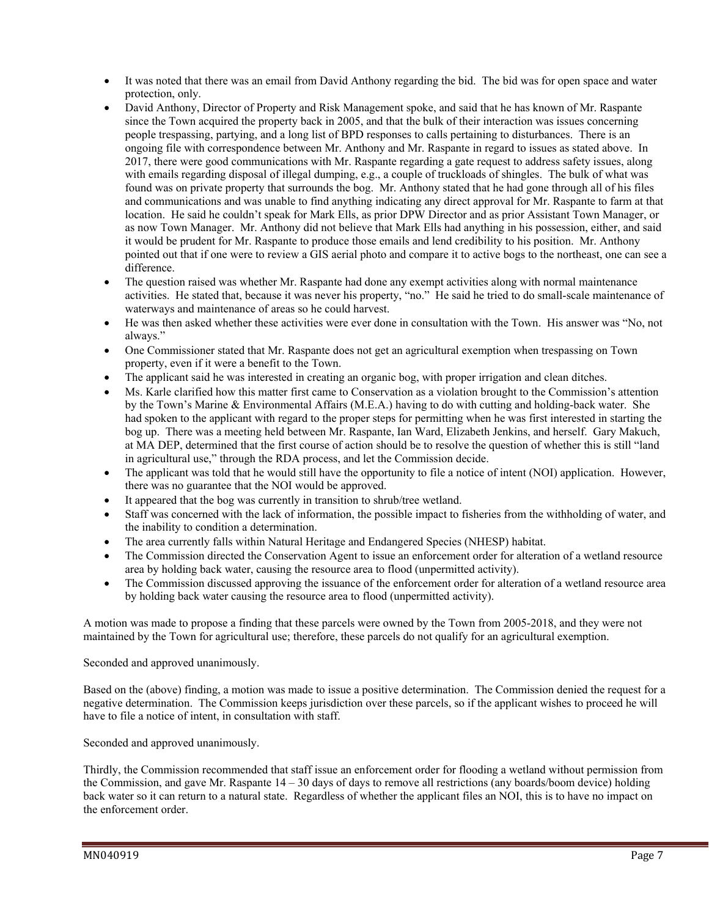- It was noted that there was an email from David Anthony regarding the bid. The bid was for open space and water protection, only.
- David Anthony, Director of Property and Risk Management spoke, and said that he has known of Mr. Raspante since the Town acquired the property back in 2005, and that the bulk of their interaction was issues concerning people trespassing, partying, and a long list of BPD responses to calls pertaining to disturbances. There is an ongoing file with correspondence between Mr. Anthony and Mr. Raspante in regard to issues as stated above. In 2017, there were good communications with Mr. Raspante regarding a gate request to address safety issues, along with emails regarding disposal of illegal dumping, e.g., a couple of truckloads of shingles. The bulk of what was found was on private property that surrounds the bog. Mr. Anthony stated that he had gone through all of his files and communications and was unable to find anything indicating any direct approval for Mr. Raspante to farm at that location. He said he couldn't speak for Mark Ells, as prior DPW Director and as prior Assistant Town Manager, or as now Town Manager. Mr. Anthony did not believe that Mark Ells had anything in his possession, either, and said it would be prudent for Mr. Raspante to produce those emails and lend credibility to his position. Mr. Anthony pointed out that if one were to review a GIS aerial photo and compare it to active bogs to the northeast, one can see a difference.
- The question raised was whether Mr. Raspante had done any exempt activities along with normal maintenance activities. He stated that, because it was never his property, "no." He said he tried to do small-scale maintenance of waterways and maintenance of areas so he could harvest.
- He was then asked whether these activities were ever done in consultation with the Town. His answer was "No, not always."
- One Commissioner stated that Mr. Raspante does not get an agricultural exemption when trespassing on Town property, even if it were a benefit to the Town.
- The applicant said he was interested in creating an organic bog, with proper irrigation and clean ditches.
- Ms. Karle clarified how this matter first came to Conservation as a violation brought to the Commission's attention by the Town's Marine & Environmental Affairs (M.E.A.) having to do with cutting and holding-back water. She had spoken to the applicant with regard to the proper steps for permitting when he was first interested in starting the bog up. There was a meeting held between Mr. Raspante, Ian Ward, Elizabeth Jenkins, and herself. Gary Makuch, at MA DEP, determined that the first course of action should be to resolve the question of whether this is still "land in agricultural use," through the RDA process, and let the Commission decide.
- The applicant was told that he would still have the opportunity to file a notice of intent (NOI) application. However, there was no guarantee that the NOI would be approved.
- It appeared that the bog was currently in transition to shrub/tree wetland.
- Staff was concerned with the lack of information, the possible impact to fisheries from the withholding of water, and the inability to condition a determination.
- The area currently falls within Natural Heritage and Endangered Species (NHESP) habitat.
- The Commission directed the Conservation Agent to issue an enforcement order for alteration of a wetland resource area by holding back water, causing the resource area to flood (unpermitted activity).
- The Commission discussed approving the issuance of the enforcement order for alteration of a wetland resource area by holding back water causing the resource area to flood (unpermitted activity).

A motion was made to propose a finding that these parcels were owned by the Town from 2005-2018, and they were not maintained by the Town for agricultural use; therefore, these parcels do not qualify for an agricultural exemption.

Seconded and approved unanimously.

Based on the (above) finding, a motion was made to issue a positive determination. The Commission denied the request for a negative determination. The Commission keeps jurisdiction over these parcels, so if the applicant wishes to proceed he will have to file a notice of intent, in consultation with staff.

Seconded and approved unanimously.

Thirdly, the Commission recommended that staff issue an enforcement order for flooding a wetland without permission from the Commission, and gave Mr. Raspante 14 – 30 days of days to remove all restrictions (any boards/boom device) holding back water so it can return to a natural state. Regardless of whether the applicant files an NOI, this is to have no impact on the enforcement order.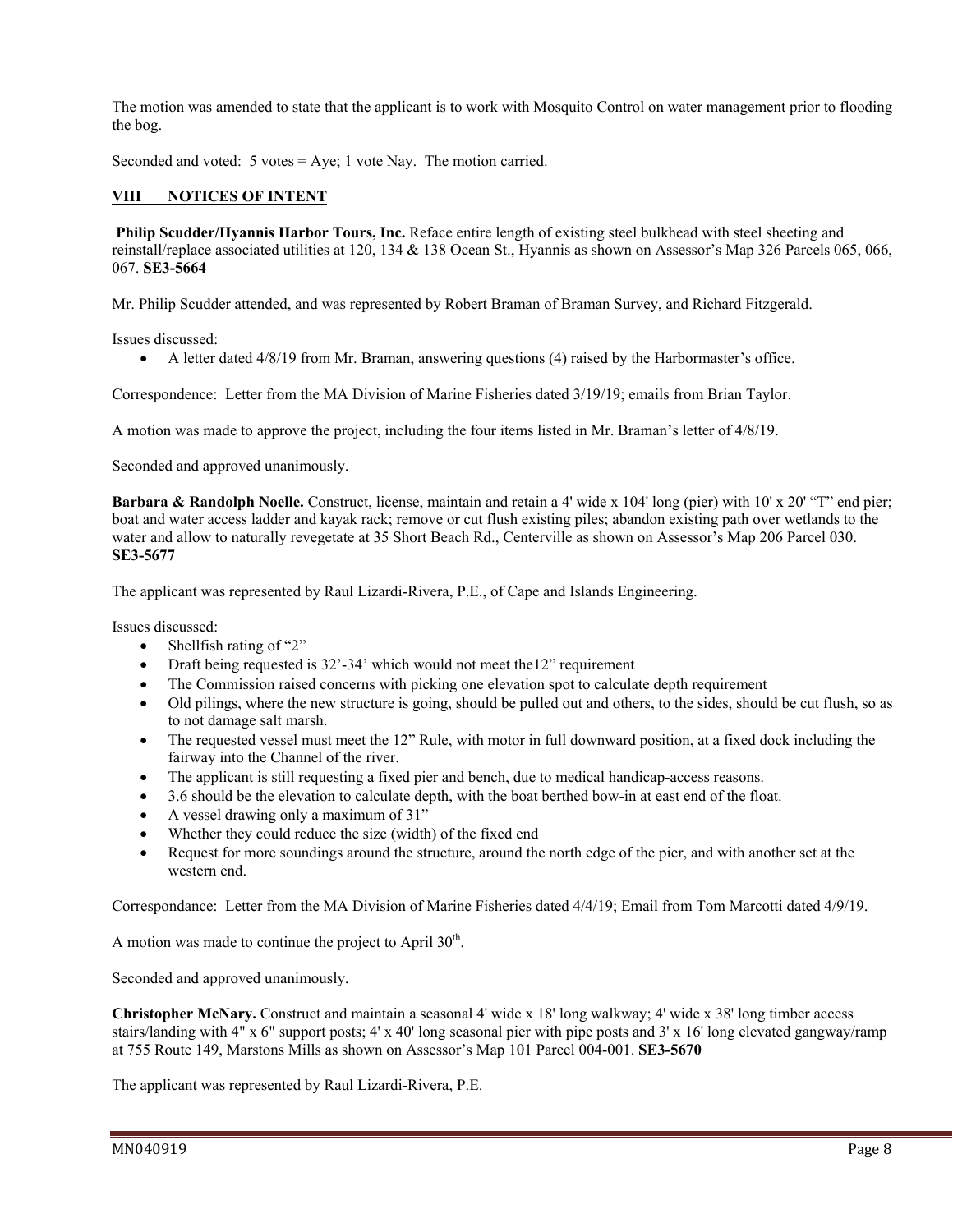The motion was amended to state that the applicant is to work with Mosquito Control on water management prior to flooding the bog.

Seconded and voted: 5 votes = Aye; 1 vote Nay. The motion carried.

## VIII NOTICES OF INTENT

**Philip Scudder/Hyannis Harbor Tours, Inc.** Reface entire length of existing steel bulkhead with steel sheeting and reinstall/replace associated utilities at 120, 134 & 138 Ocean St., Hyannis as shown on Assessor's Map 326 Parcels 065, 066, 067. **SE3-5664**

Mr. Philip Scudder attended, and was represented by Robert Braman of Braman Survey, and Richard Fitzgerald.

Issues discussed:

- A letter dated 4/8/19 from Mr. Braman, answering questions (4) raised by the Harbormaster's office.

Correspondence: Letter from the MA Division of Marine Fisheries dated 3/19/19; emails from Brian Taylor.

A motion was made to approve the project, including the four items listed in Mr. Braman's letter of 4/8/19.

Seconded and approved unanimously.

**Barbara & Randolph Noelle.** Construct, license, maintain and retain a 4' wide x 104' long (pier) with 10' x 20' "T" end pier; boat and water access ladder and kayak rack; remove or cut flush existing piles; abandon existing path over wetlands to the water and allow to naturally revegetate at 35 Short Beach Rd., Centerville as shown on Assessor's Map 206 Parcel 030. **SE3-5677**

The applicant was represented by Raul Lizardi-Rivera, P.E., of Cape and Islands Engineering.

Issues discussed:

- Shellfish rating of "2"
- Draft being requested is 32'-34' which would not meet the12" requirement
- The Commission raised concerns with picking one elevation spot to calculate depth requirement
- Old pilings, where the new structure is going, should be pulled out and others, to the sides, should be cut flush, so as to not damage salt marsh.
- The requested vessel must meet the 12" Rule, with motor in full downward position, at a fixed dock including the fairway into the Channel of the river.
- The applicant is still requesting a fixed pier and bench, due to medical handicap-access reasons.
- 3.6 should be the elevation to calculate depth, with the boat berthed bow-in at east end of the float.
- A vessel drawing only a maximum of 31"
- Whether they could reduce the size (width) of the fixed end
- Request for more soundings around the structure, around the north edge of the pier, and with another set at the western end.

Correspondance: Letter from the MA Division of Marine Fisheries dated 4/4/19; Email from Tom Marcotti dated 4/9/19.

A motion was made to continue the project to April 30th.

Seconded and approved unanimously.

**Christopher McNary.** Construct and maintain a seasonal 4' wide x 18' long walkway; 4' wide x 38' long timber access stairs/landing with 4" x 6" support posts; 4' x 40' long seasonal pier with pipe posts and 3' x 16' long elevated gangway/ramp at 755 Route 149, Marstons Mills as shown on Assessor's Map 101 Parcel 004-001. **SE3-5670**

The applicant was represented by Raul Lizardi-Rivera, P.E.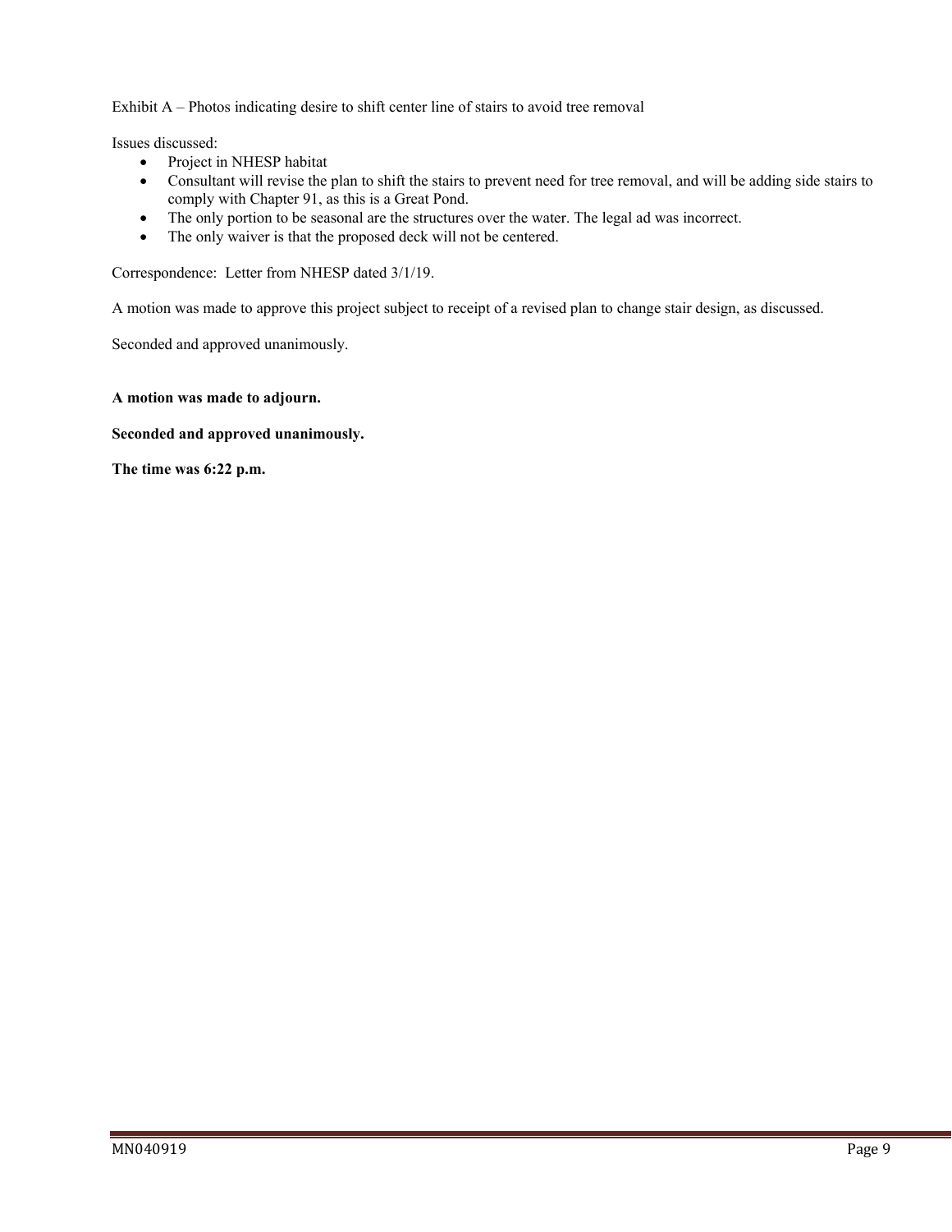Exhibit A – Photos indicating desire to shift center line of stairs to avoid tree removal

Issues discussed:

- Project in NHESP habitat
- Consultant will revise the plan to shift the stairs to prevent need for tree removal, and will be adding side stairs to comply with Chapter 91, as this is a Great Pond.
- The only portion to be seasonal are the structures over the water. The legal ad was incorrect.
- The only waiver is that the proposed deck will not be centered.

Correspondence: Letter from NHESP dated 3/1/19.

A motion was made to approve this project subject to receipt of a revised plan to change stair design, as discussed.

Seconded and approved unanimously.

**A motion was made to adjourn.**

**Seconded and approved unanimously.**

**The time was 6:22 p.m.**